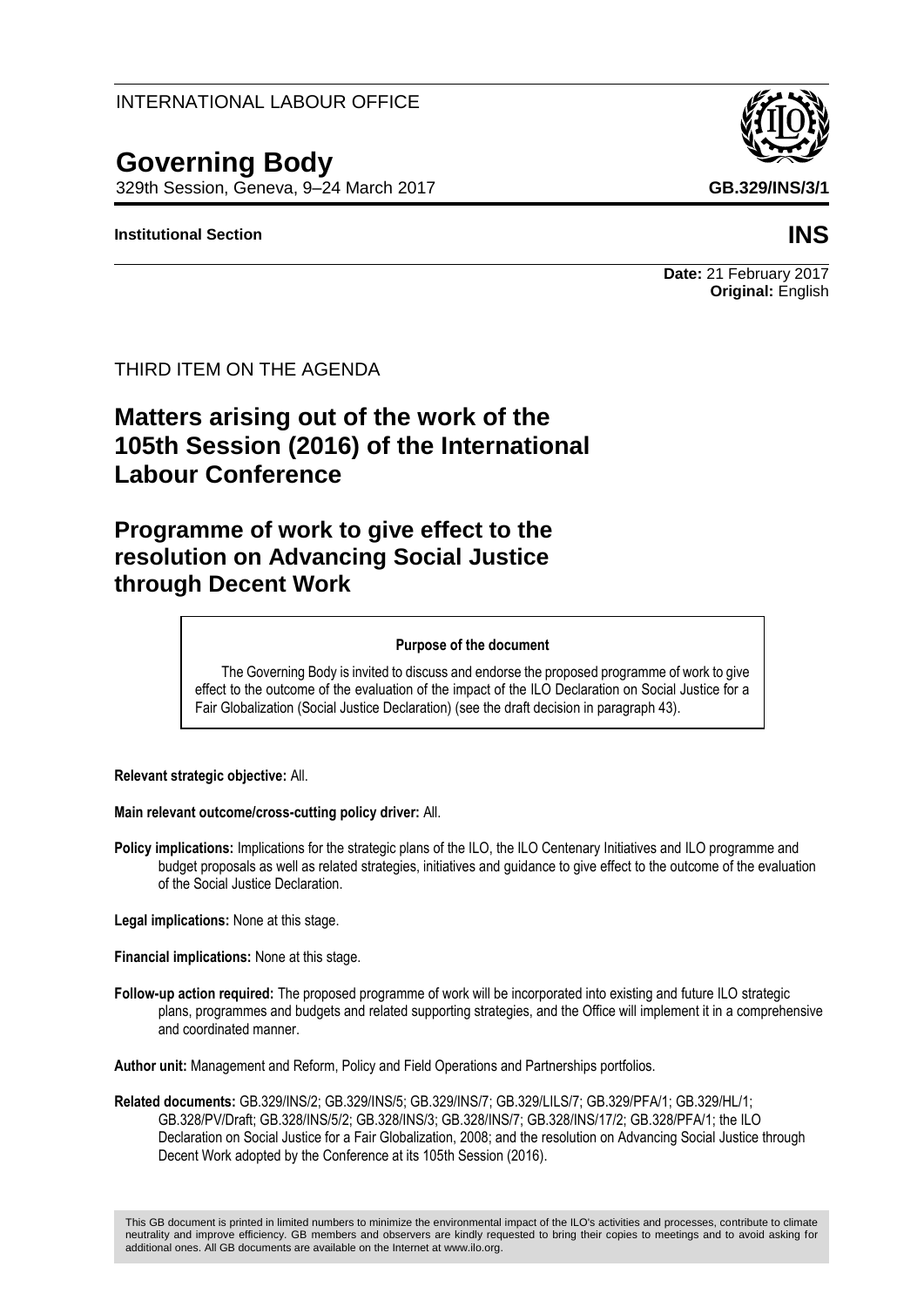INTERNATIONAL LABOUR OFFICE

# Governing Body

329th Session, Geneva, 9–24 March 2017

**GB.329/INS/3/1**

**Institutional Section**

**INS**

**Date:** 21 February 2017
**Original:** English

THIRD ITEM ON THE AGENDA

## Matters arising out of the work of the 105th Session (2016) of the International Labour Conference

## Programme of work to give effect to the resolution on Advancing Social Justice through Decent Work

**Purpose of the document**

The Governing Body is invited to discuss and endorse the proposed programme of work to give effect to the outcome of the evaluation of the impact of the ILO Declaration on Social Justice for a Fair Globalization (Social Justice Declaration) (see the draft decision in paragraph 43).

**Relevant strategic objective:** All.

**Main relevant outcome/cross-cutting policy driver:** All.

**Policy implications:** Implications for the strategic plans of the ILO, the ILO Centenary Initiatives and ILO programme and budget proposals as well as related strategies, initiatives and guidance to give effect to the outcome of the evaluation of the Social Justice Declaration.

**Legal implications:** None at this stage.

**Financial implications:** None at this stage.

**Follow-up action required:** The proposed programme of work will be incorporated into existing and future ILO strategic plans, programmes and budgets and related supporting strategies, and the Office will implement it in a comprehensive and coordinated manner.

**Author unit:** Management and Reform, Policy and Field Operations and Partnerships portfolios.

**Related documents:** GB.329/INS/2; GB.329/INS/5; GB.329/INS/7; GB.329/LILS/7; GB.329/PFA/1; GB.329/HL/1; GB.328/PV/Draft; GB.328/INS/5/2; GB.328/INS/3; GB.328/INS/7; GB.328/INS/17/2; GB.328/PFA/1; the ILO Declaration on Social Justice for a Fair Globalization, 2008; and the resolution on Advancing Social Justice through Decent Work adopted by the Conference at its 105th Session (2016).

This GB document is printed in limited numbers to minimize the environmental impact of the ILO's activities and processes, contribute to climate neutrality and improve efficiency. GB members and observers are kindly requested to bring their copies to meetings and to avoid asking for additional ones. All GB documents are available on the Internet at www.ilo.org.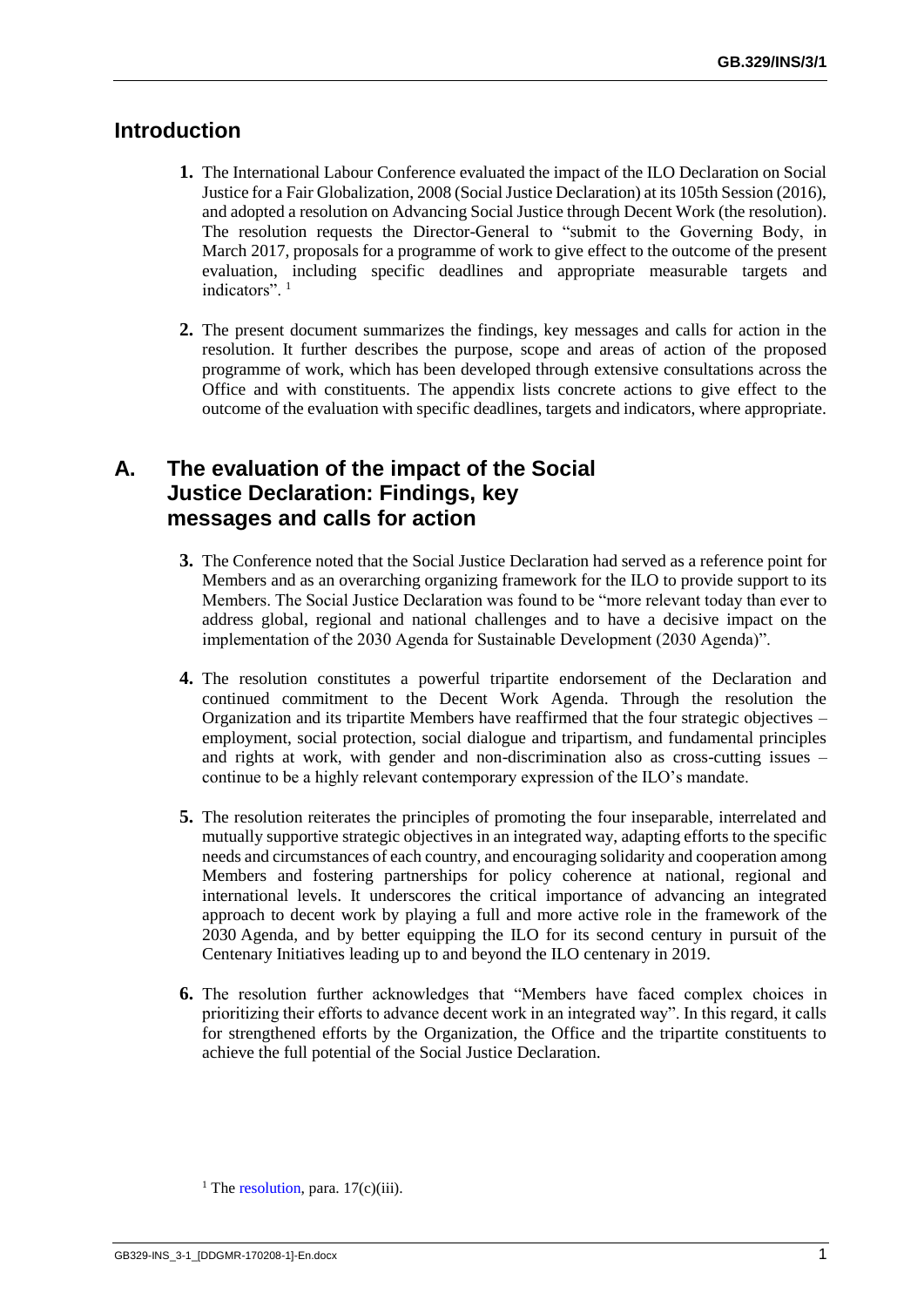## Introduction

**1.** The International Labour Conference evaluated the impact of the ILO Declaration on Social Justice for a Fair Globalization, 2008 (Social Justice Declaration) at its 105th Session (2016), and adopted a resolution on Advancing Social Justice through Decent Work (the resolution). The resolution requests the Director-General to "submit to the Governing Body, in March 2017, proposals for a programme of work to give effect to the outcome of the present evaluation, including specific deadlines and appropriate measurable targets and indicators". [1]

**2.** The present document summarizes the findings, key messages and calls for action in the resolution. It further describes the purpose, scope and areas of action of the proposed programme of work, which has been developed through extensive consultations across the Office and with constituents. The appendix lists concrete actions to give effect to the outcome of the evaluation with specific deadlines, targets and indicators, where appropriate.

## A. The evaluation of the impact of the Social Justice Declaration: Findings, key messages and calls for action

**3.** The Conference noted that the Social Justice Declaration had served as a reference point for Members and as an overarching organizing framework for the ILO to provide support to its Members. The Social Justice Declaration was found to be "more relevant today than ever to address global, regional and national challenges and to have a decisive impact on the implementation of the 2030 Agenda for Sustainable Development (2030 Agenda)".

**4.** The resolution constitutes a powerful tripartite endorsement of the Declaration and continued commitment to the Decent Work Agenda. Through the resolution the Organization and its tripartite Members have reaffirmed that the four strategic objectives – employment, social protection, social dialogue and tripartism, and fundamental principles and rights at work, with gender and non-discrimination also as cross-cutting issues – continue to be a highly relevant contemporary expression of the ILO's mandate.

**5.** The resolution reiterates the principles of promoting the four inseparable, interrelated and mutually supportive strategic objectives in an integrated way, adapting efforts to the specific needs and circumstances of each country, and encouraging solidarity and cooperation among Members and fostering partnerships for policy coherence at national, regional and international levels. It underscores the critical importance of advancing an integrated approach to decent work by playing a full and more active role in the framework of the 2030 Agenda, and by better equipping the ILO for its second century in pursuit of the Centenary Initiatives leading up to and beyond the ILO centenary in 2019.

**6.** The resolution further acknowledges that "Members have faced complex choices in prioritizing their efforts to advance decent work in an integrated way". In this regard, it calls for strengthened efforts by the Organization, the Office and the tripartite constituents to achieve the full potential of the Social Justice Declaration.

[1] The resolution, para. 17(c)(iii).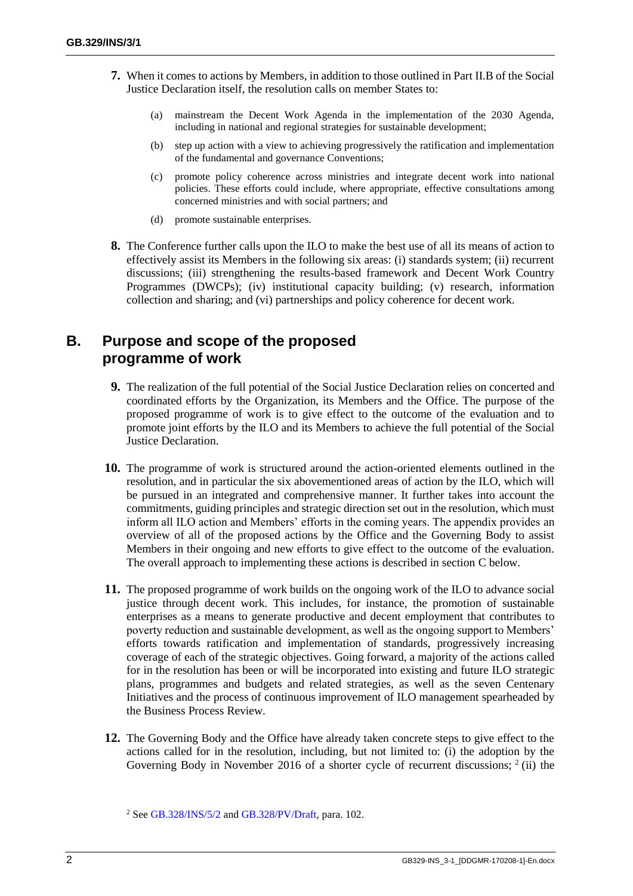**7.** When it comes to actions by Members, in addition to those outlined in Part II.B of the Social Justice Declaration itself, the resolution calls on member States to:

(a) mainstream the Decent Work Agenda in the implementation of the 2030 Agenda, including in national and regional strategies for sustainable development;

(b) step up action with a view to achieving progressively the ratification and implementation of the fundamental and governance Conventions;

(c) promote policy coherence across ministries and integrate decent work into national policies. These efforts could include, where appropriate, effective consultations among concerned ministries and with social partners; and

(d) promote sustainable enterprises.

**8.** The Conference further calls upon the ILO to make the best use of all its means of action to effectively assist its Members in the following six areas: (i) standards system; (ii) recurrent discussions; (iii) strengthening the results-based framework and Decent Work Country Programmes (DWCPs); (iv) institutional capacity building; (v) research, information collection and sharing; and (vi) partnerships and policy coherence for decent work.

## B. Purpose and scope of the proposed programme of work

**9.** The realization of the full potential of the Social Justice Declaration relies on concerted and coordinated efforts by the Organization, its Members and the Office. The purpose of the proposed programme of work is to give effect to the outcome of the evaluation and to promote joint efforts by the ILO and its Members to achieve the full potential of the Social Justice Declaration.

**10.** The programme of work is structured around the action-oriented elements outlined in the resolution, and in particular the six abovementioned areas of action by the ILO, which will be pursued in an integrated and comprehensive manner. It further takes into account the commitments, guiding principles and strategic direction set out in the resolution, which must inform all ILO action and Members' efforts in the coming years. The appendix provides an overview of all of the proposed actions by the Office and the Governing Body to assist Members in their ongoing and new efforts to give effect to the outcome of the evaluation. The overall approach to implementing these actions is described in section C below.

**11.** The proposed programme of work builds on the ongoing work of the ILO to advance social justice through decent work. This includes, for instance, the promotion of sustainable enterprises as a means to generate productive and decent employment that contributes to poverty reduction and sustainable development, as well as the ongoing support to Members' efforts towards ratification and implementation of standards, progressively increasing coverage of each of the strategic objectives. Going forward, a majority of the actions called for in the resolution has been or will be incorporated into existing and future ILO strategic plans, programmes and budgets and related strategies, as well as the seven Centenary Initiatives and the process of continuous improvement of ILO management spearheaded by the Business Process Review.

**12.** The Governing Body and the Office have already taken concrete steps to give effect to the actions called for in the resolution, including, but not limited to: (i) the adoption by the Governing Body in November 2016 of a shorter cycle of recurrent discussions; [2] (ii) the

[2] See GB.328/INS/5/2 and GB.328/PV/Draft, para. 102.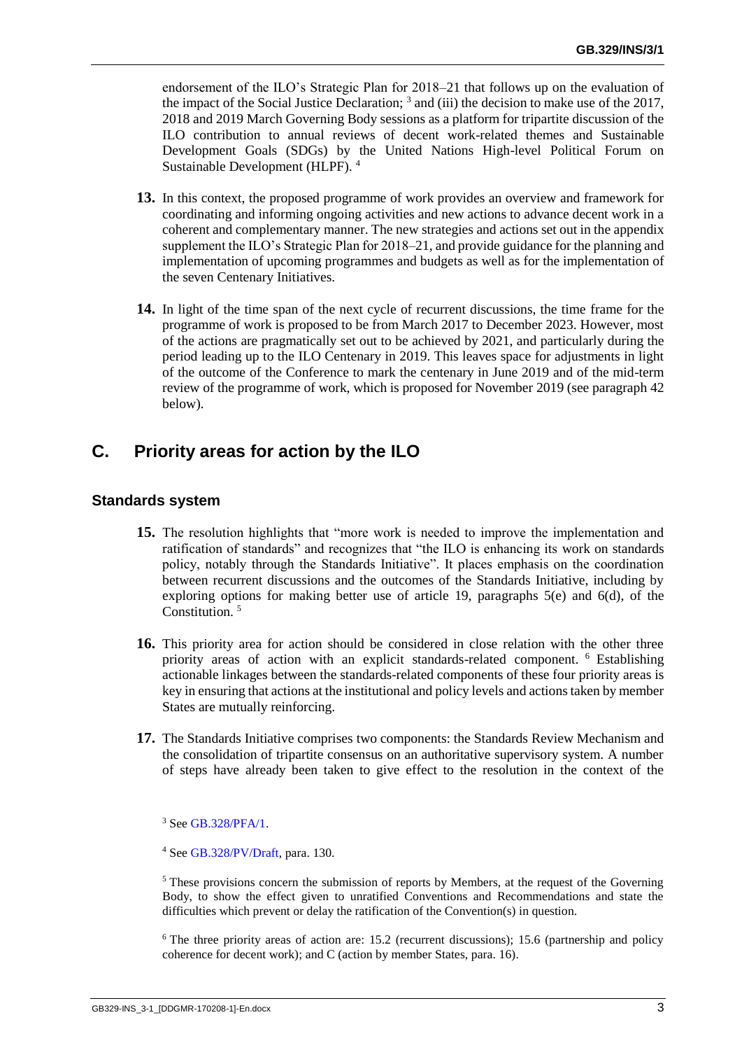endorsement of the ILO's Strategic Plan for 2018–21 that follows up on the evaluation of the impact of the Social Justice Declaration; [3] and (iii) the decision to make use of the 2017, 2018 and 2019 March Governing Body sessions as a platform for tripartite discussion of the ILO contribution to annual reviews of decent work-related themes and Sustainable Development Goals (SDGs) by the United Nations High-level Political Forum on Sustainable Development (HLPF). [4]

**13.** In this context, the proposed programme of work provides an overview and framework for coordinating and informing ongoing activities and new actions to advance decent work in a coherent and complementary manner. The new strategies and actions set out in the appendix supplement the ILO's Strategic Plan for 2018–21, and provide guidance for the planning and implementation of upcoming programmes and budgets as well as for the implementation of the seven Centenary Initiatives.

**14.** In light of the time span of the next cycle of recurrent discussions, the time frame for the programme of work is proposed to be from March 2017 to December 2023. However, most of the actions are pragmatically set out to be achieved by 2021, and particularly during the period leading up to the ILO Centenary in 2019. This leaves space for adjustments in light of the outcome of the Conference to mark the centenary in June 2019 and of the mid-term review of the programme of work, which is proposed for November 2019 (see paragraph 42 below).

## C. Priority areas for action by the ILO

### Standards system

**15.** The resolution highlights that "more work is needed to improve the implementation and ratification of standards" and recognizes that "the ILO is enhancing its work on standards policy, notably through the Standards Initiative". It places emphasis on the coordination between recurrent discussions and the outcomes of the Standards Initiative, including by exploring options for making better use of article 19, paragraphs 5(e) and 6(d), of the Constitution. [5]

**16.** This priority area for action should be considered in close relation with the other three priority areas of action with an explicit standards-related component. [6] Establishing actionable linkages between the standards-related components of these four priority areas is key in ensuring that actions at the institutional and policy levels and actions taken by member States are mutually reinforcing.

**17.** The Standards Initiative comprises two components: the Standards Review Mechanism and the consolidation of tripartite consensus on an authoritative supervisory system. A number of steps have already been taken to give effect to the resolution in the context of the

[3] See GB.328/PFA/1.

[4] See GB.328/PV/Draft, para. 130.

[5] These provisions concern the submission of reports by Members, at the request of the Governing Body, to show the effect given to unratified Conventions and Recommendations and state the difficulties which prevent or delay the ratification of the Convention(s) in question.

[6] The three priority areas of action are: 15.2 (recurrent discussions); 15.6 (partnership and policy coherence for decent work); and C (action by member States, para. 16).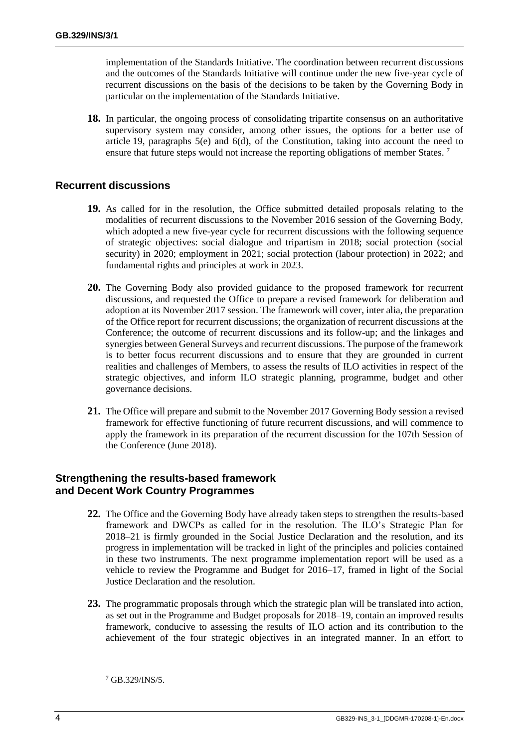implementation of the Standards Initiative. The coordination between recurrent discussions and the outcomes of the Standards Initiative will continue under the new five-year cycle of recurrent discussions on the basis of the decisions to be taken by the Governing Body in particular on the implementation of the Standards Initiative.

**18.** In particular, the ongoing process of consolidating tripartite consensus on an authoritative supervisory system may consider, among other issues, the options for a better use of article 19, paragraphs 5(e) and 6(d), of the Constitution, taking into account the need to ensure that future steps would not increase the reporting obligations of member States. [7]

## Recurrent discussions

**19.** As called for in the resolution, the Office submitted detailed proposals relating to the modalities of recurrent discussions to the November 2016 session of the Governing Body, which adopted a new five-year cycle for recurrent discussions with the following sequence of strategic objectives: social dialogue and tripartism in 2018; social protection (social security) in 2020; employment in 2021; social protection (labour protection) in 2022; and fundamental rights and principles at work in 2023.

**20.** The Governing Body also provided guidance to the proposed framework for recurrent discussions, and requested the Office to prepare a revised framework for deliberation and adoption at its November 2017 session. The framework will cover, inter alia, the preparation of the Office report for recurrent discussions; the organization of recurrent discussions at the Conference; the outcome of recurrent discussions and its follow-up; and the linkages and synergies between General Surveys and recurrent discussions. The purpose of the framework is to better focus recurrent discussions and to ensure that they are grounded in current realities and challenges of Members, to assess the results of ILO activities in respect of the strategic objectives, and inform ILO strategic planning, programme, budget and other governance decisions.

**21.** The Office will prepare and submit to the November 2017 Governing Body session a revised framework for effective functioning of future recurrent discussions, and will commence to apply the framework in its preparation of the recurrent discussion for the 107th Session of the Conference (June 2018).

## Strengthening the results-based framework and Decent Work Country Programmes

**22.** The Office and the Governing Body have already taken steps to strengthen the results-based framework and DWCPs as called for in the resolution. The ILO's Strategic Plan for 2018–21 is firmly grounded in the Social Justice Declaration and the resolution, and its progress in implementation will be tracked in light of the principles and policies contained in these two instruments. The next programme implementation report will be used as a vehicle to review the Programme and Budget for 2016–17, framed in light of the Social Justice Declaration and the resolution.

**23.** The programmatic proposals through which the strategic plan will be translated into action, as set out in the Programme and Budget proposals for 2018–19, contain an improved results framework, conducive to assessing the results of ILO action and its contribution to the achievement of the four strategic objectives in an integrated manner. In an effort to

[7] GB.329/INS/5.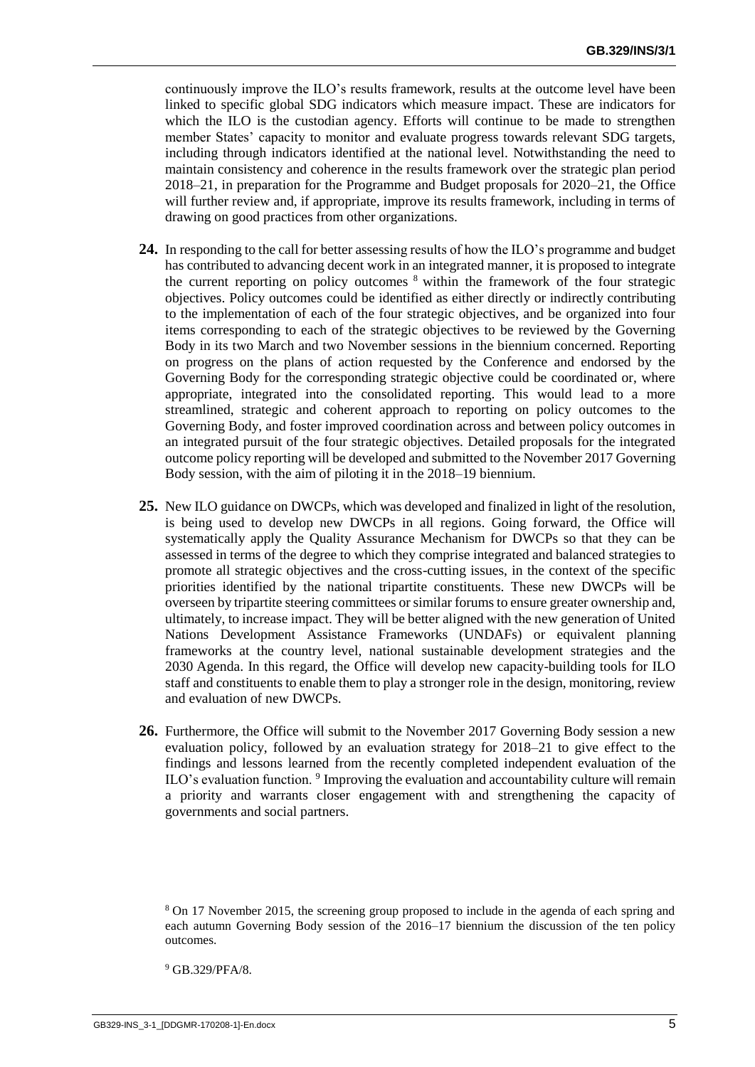continuously improve the ILO's results framework, results at the outcome level have been linked to specific global SDG indicators which measure impact. These are indicators for which the ILO is the custodian agency. Efforts will continue to be made to strengthen member States' capacity to monitor and evaluate progress towards relevant SDG targets, including through indicators identified at the national level. Notwithstanding the need to maintain consistency and coherence in the results framework over the strategic plan period 2018–21, in preparation for the Programme and Budget proposals for 2020–21, the Office will further review and, if appropriate, improve its results framework, including in terms of drawing on good practices from other organizations.

**24.** In responding to the call for better assessing results of how the ILO's programme and budget has contributed to advancing decent work in an integrated manner, it is proposed to integrate the current reporting on policy outcomes [8] within the framework of the four strategic objectives. Policy outcomes could be identified as either directly or indirectly contributing to the implementation of each of the four strategic objectives, and be organized into four items corresponding to each of the strategic objectives to be reviewed by the Governing Body in its two March and two November sessions in the biennium concerned. Reporting on progress on the plans of action requested by the Conference and endorsed by the Governing Body for the corresponding strategic objective could be coordinated or, where appropriate, integrated into the consolidated reporting. This would lead to a more streamlined, strategic and coherent approach to reporting on policy outcomes to the Governing Body, and foster improved coordination across and between policy outcomes in an integrated pursuit of the four strategic objectives. Detailed proposals for the integrated outcome policy reporting will be developed and submitted to the November 2017 Governing Body session, with the aim of piloting it in the 2018–19 biennium.

**25.** New ILO guidance on DWCPs, which was developed and finalized in light of the resolution, is being used to develop new DWCPs in all regions. Going forward, the Office will systematically apply the Quality Assurance Mechanism for DWCPs so that they can be assessed in terms of the degree to which they comprise integrated and balanced strategies to promote all strategic objectives and the cross-cutting issues, in the context of the specific priorities identified by the national tripartite constituents. These new DWCPs will be overseen by tripartite steering committees or similar forums to ensure greater ownership and, ultimately, to increase impact. They will be better aligned with the new generation of United Nations Development Assistance Frameworks (UNDAFs) or equivalent planning frameworks at the country level, national sustainable development strategies and the 2030 Agenda. In this regard, the Office will develop new capacity-building tools for ILO staff and constituents to enable them to play a stronger role in the design, monitoring, review and evaluation of new DWCPs.

**26.** Furthermore, the Office will submit to the November 2017 Governing Body session a new evaluation policy, followed by an evaluation strategy for 2018–21 to give effect to the findings and lessons learned from the recently completed independent evaluation of the ILO's evaluation function. [9] Improving the evaluation and accountability culture will remain a priority and warrants closer engagement with and strengthening the capacity of governments and social partners.

[8] On 17 November 2015, the screening group proposed to include in the agenda of each spring and each autumn Governing Body session of the 2016–17 biennium the discussion of the ten policy outcomes.

[9] GB.329/PFA/8.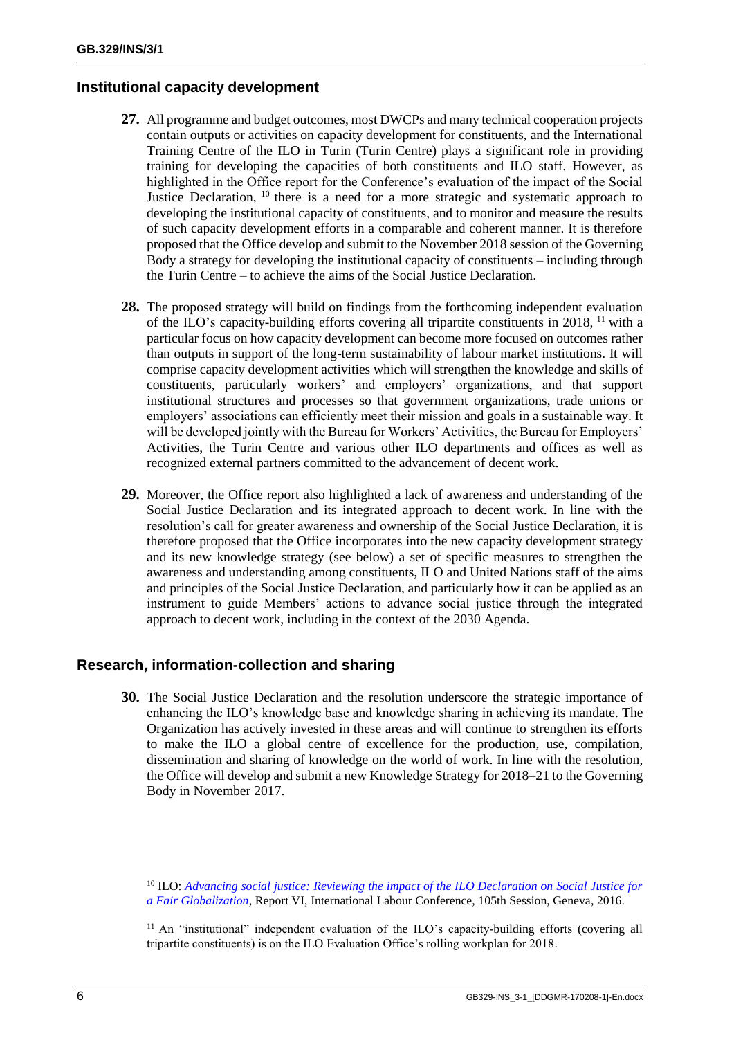## Institutional capacity development

**27.** All programme and budget outcomes, most DWCPs and many technical cooperation projects contain outputs or activities on capacity development for constituents, and the International Training Centre of the ILO in Turin (Turin Centre) plays a significant role in providing training for developing the capacities of both constituents and ILO staff. However, as highlighted in the Office report for the Conference's evaluation of the impact of the Social Justice Declaration, [10] there is a need for a more strategic and systematic approach to developing the institutional capacity of constituents, and to monitor and measure the results of such capacity development efforts in a comparable and coherent manner. It is therefore proposed that the Office develop and submit to the November 2018 session of the Governing Body a strategy for developing the institutional capacity of constituents – including through the Turin Centre – to achieve the aims of the Social Justice Declaration.

**28.** The proposed strategy will build on findings from the forthcoming independent evaluation of the ILO's capacity-building efforts covering all tripartite constituents in 2018, [11] with a particular focus on how capacity development can become more focused on outcomes rather than outputs in support of the long-term sustainability of labour market institutions. It will comprise capacity development activities which will strengthen the knowledge and skills of constituents, particularly workers' and employers' organizations, and that support institutional structures and processes so that government organizations, trade unions or employers' associations can efficiently meet their mission and goals in a sustainable way. It will be developed jointly with the Bureau for Workers' Activities, the Bureau for Employers' Activities, the Turin Centre and various other ILO departments and offices as well as recognized external partners committed to the advancement of decent work.

**29.** Moreover, the Office report also highlighted a lack of awareness and understanding of the Social Justice Declaration and its integrated approach to decent work. In line with the resolution's call for greater awareness and ownership of the Social Justice Declaration, it is therefore proposed that the Office incorporates into the new capacity development strategy and its new knowledge strategy (see below) a set of specific measures to strengthen the awareness and understanding among constituents, ILO and United Nations staff of the aims and principles of the Social Justice Declaration, and particularly how it can be applied as an instrument to guide Members' actions to advance social justice through the integrated approach to decent work, including in the context of the 2030 Agenda.

## Research, information-collection and sharing

**30.** The Social Justice Declaration and the resolution underscore the strategic importance of enhancing the ILO's knowledge base and knowledge sharing in achieving its mandate. The Organization has actively invested in these areas and will continue to strengthen its efforts to make the ILO a global centre of excellence for the production, use, compilation, dissemination and sharing of knowledge on the world of work. In line with the resolution, the Office will develop and submit a new Knowledge Strategy for 2018–21 to the Governing Body in November 2017.

[10] ILO: *Advancing social justice: Reviewing the impact of the ILO Declaration on Social Justice for a Fair Globalization*, Report VI, International Labour Conference, 105th Session, Geneva, 2016.

[11] An "institutional" independent evaluation of the ILO's capacity-building efforts (covering all tripartite constituents) is on the ILO Evaluation Office's rolling workplan for 2018.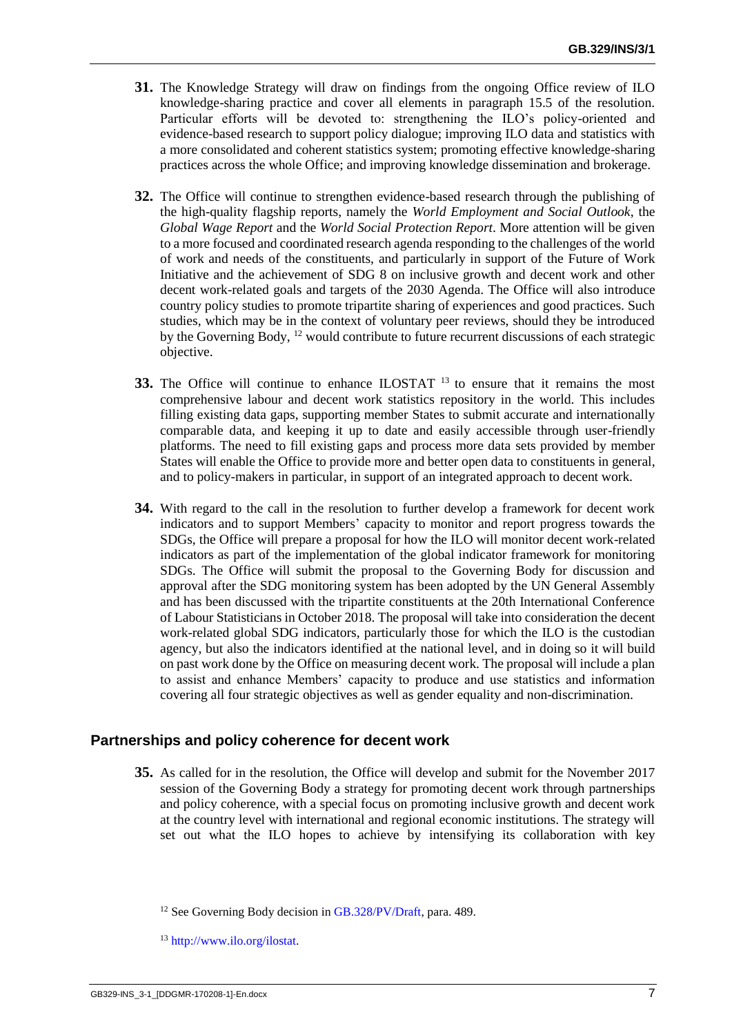**31.** The Knowledge Strategy will draw on findings from the ongoing Office review of ILO knowledge-sharing practice and cover all elements in paragraph 15.5 of the resolution. Particular efforts will be devoted to: strengthening the ILO's policy-oriented and evidence-based research to support policy dialogue; improving ILO data and statistics with a more consolidated and coherent statistics system; promoting effective knowledge-sharing practices across the whole Office; and improving knowledge dissemination and brokerage.

**32.** The Office will continue to strengthen evidence-based research through the publishing of the high-quality flagship reports, namely the *World Employment and Social Outlook*, the *Global Wage Report* and the *World Social Protection Report*. More attention will be given to a more focused and coordinated research agenda responding to the challenges of the world of work and needs of the constituents, and particularly in support of the Future of Work Initiative and the achievement of SDG 8 on inclusive growth and decent work and other decent work-related goals and targets of the 2030 Agenda. The Office will also introduce country policy studies to promote tripartite sharing of experiences and good practices. Such studies, which may be in the context of voluntary peer reviews, should they be introduced by the Governing Body, [12] would contribute to future recurrent discussions of each strategic objective.

**33.** The Office will continue to enhance ILOSTAT [13] to ensure that it remains the most comprehensive labour and decent work statistics repository in the world. This includes filling existing data gaps, supporting member States to submit accurate and internationally comparable data, and keeping it up to date and easily accessible through user-friendly platforms. The need to fill existing gaps and process more data sets provided by member States will enable the Office to provide more and better open data to constituents in general, and to policy-makers in particular, in support of an integrated approach to decent work.

**34.** With regard to the call in the resolution to further develop a framework for decent work indicators and to support Members' capacity to monitor and report progress towards the SDGs, the Office will prepare a proposal for how the ILO will monitor decent work-related indicators as part of the implementation of the global indicator framework for monitoring SDGs. The Office will submit the proposal to the Governing Body for discussion and approval after the SDG monitoring system has been adopted by the UN General Assembly and has been discussed with the tripartite constituents at the 20th International Conference of Labour Statisticians in October 2018. The proposal will take into consideration the decent work-related global SDG indicators, particularly those for which the ILO is the custodian agency, but also the indicators identified at the national level, and in doing so it will build on past work done by the Office on measuring decent work. The proposal will include a plan to assist and enhance Members' capacity to produce and use statistics and information covering all four strategic objectives as well as gender equality and non-discrimination.

## Partnerships and policy coherence for decent work

**35.** As called for in the resolution, the Office will develop and submit for the November 2017 session of the Governing Body a strategy for promoting decent work through partnerships and policy coherence, with a special focus on promoting inclusive growth and decent work at the country level with international and regional economic institutions. The strategy will set out what the ILO hopes to achieve by intensifying its collaboration with key

[12] See Governing Body decision in GB.328/PV/Draft, para. 489.

[13] http://www.ilo.org/ilostat.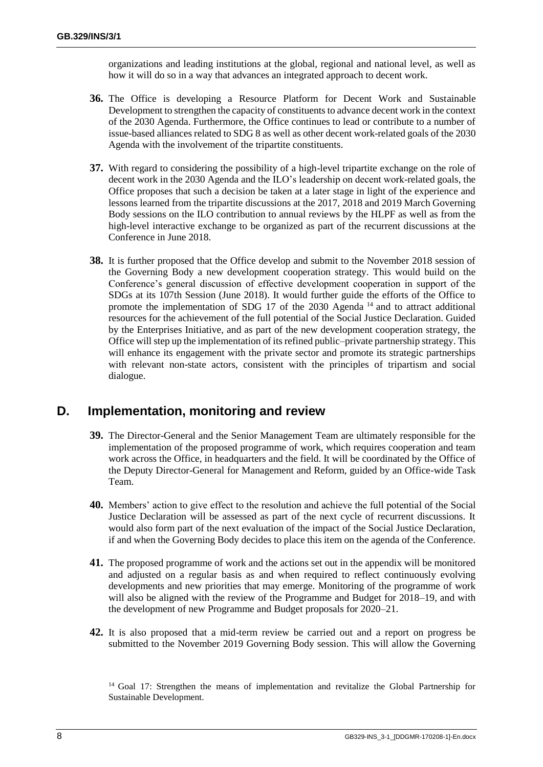organizations and leading institutions at the global, regional and national level, as well as how it will do so in a way that advances an integrated approach to decent work.

**36.** The Office is developing a Resource Platform for Decent Work and Sustainable Development to strengthen the capacity of constituents to advance decent work in the context of the 2030 Agenda. Furthermore, the Office continues to lead or contribute to a number of issue-based alliances related to SDG 8 as well as other decent work-related goals of the 2030 Agenda with the involvement of the tripartite constituents.

**37.** With regard to considering the possibility of a high-level tripartite exchange on the role of decent work in the 2030 Agenda and the ILO's leadership on decent work-related goals, the Office proposes that such a decision be taken at a later stage in light of the experience and lessons learned from the tripartite discussions at the 2017, 2018 and 2019 March Governing Body sessions on the ILO contribution to annual reviews by the HLPF as well as from the high-level interactive exchange to be organized as part of the recurrent discussions at the Conference in June 2018.

**38.** It is further proposed that the Office develop and submit to the November 2018 session of the Governing Body a new development cooperation strategy. This would build on the Conference's general discussion of effective development cooperation in support of the SDGs at its 107th Session (June 2018). It would further guide the efforts of the Office to promote the implementation of SDG 17 of the 2030 Agenda [14] and to attract additional resources for the achievement of the full potential of the Social Justice Declaration. Guided by the Enterprises Initiative, and as part of the new development cooperation strategy, the Office will step up the implementation of its refined public–private partnership strategy. This will enhance its engagement with the private sector and promote its strategic partnerships with relevant non-state actors, consistent with the principles of tripartism and social dialogue.

## D. Implementation, monitoring and review

**39.** The Director-General and the Senior Management Team are ultimately responsible for the implementation of the proposed programme of work, which requires cooperation and team work across the Office, in headquarters and the field. It will be coordinated by the Office of the Deputy Director-General for Management and Reform, guided by an Office-wide Task Team.

**40.** Members' action to give effect to the resolution and achieve the full potential of the Social Justice Declaration will be assessed as part of the next cycle of recurrent discussions. It would also form part of the next evaluation of the impact of the Social Justice Declaration, if and when the Governing Body decides to place this item on the agenda of the Conference.

**41.** The proposed programme of work and the actions set out in the appendix will be monitored and adjusted on a regular basis as and when required to reflect continuously evolving developments and new priorities that may emerge. Monitoring of the programme of work will also be aligned with the review of the Programme and Budget for 2018–19, and with the development of new Programme and Budget proposals for 2020–21.

**42.** It is also proposed that a mid-term review be carried out and a report on progress be submitted to the November 2019 Governing Body session. This will allow the Governing

[14] Goal 17: Strengthen the means of implementation and revitalize the Global Partnership for Sustainable Development.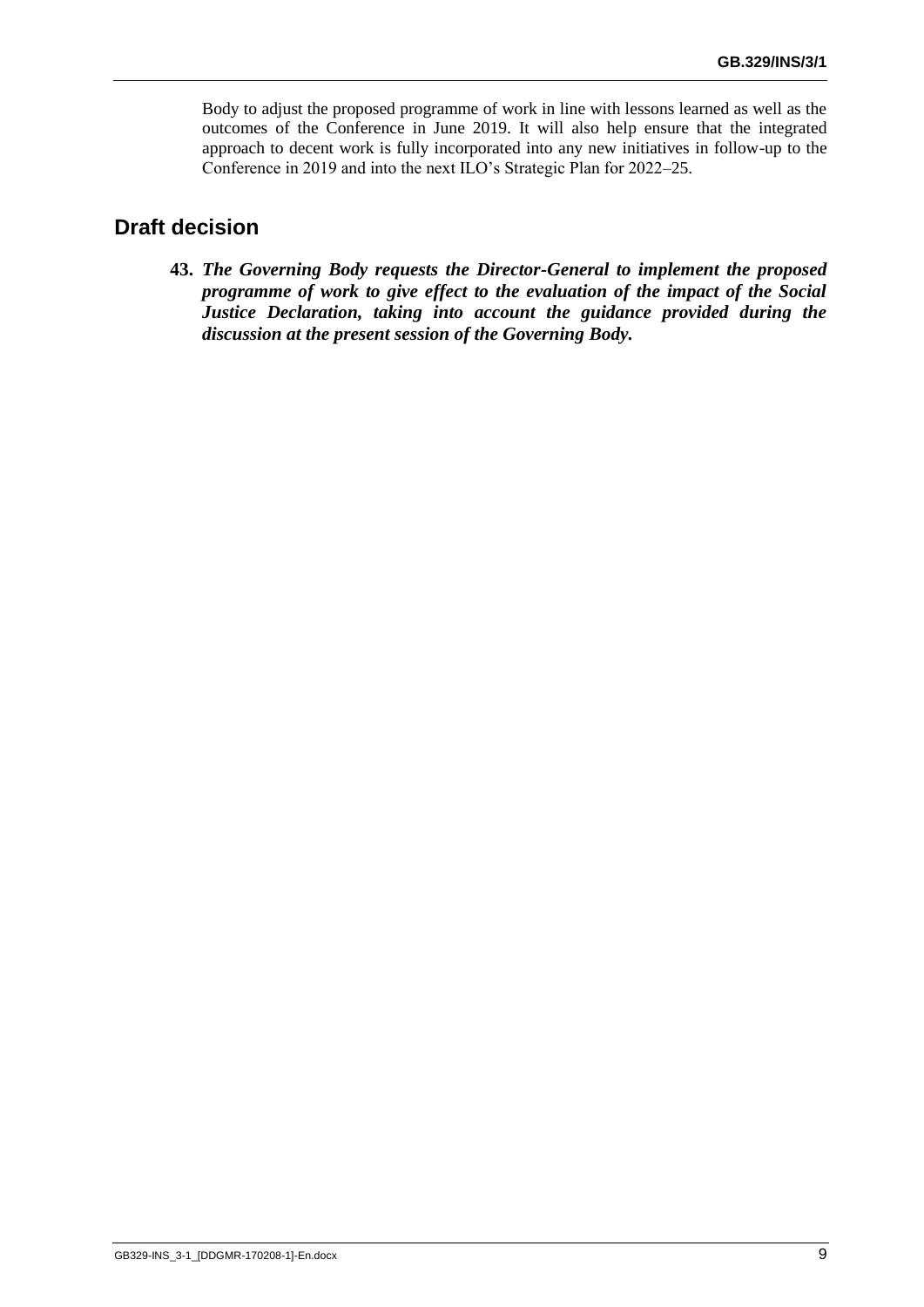Body to adjust the proposed programme of work in line with lessons learned as well as the outcomes of the Conference in June 2019. It will also help ensure that the integrated approach to decent work is fully incorporated into any new initiatives in follow-up to the Conference in 2019 and into the next ILO's Strategic Plan for 2022–25.

## Draft decision

**43.** ***The Governing Body requests the Director-General to implement the proposed programme of work to give effect to the evaluation of the impact of the Social Justice Declaration, taking into account the guidance provided during the discussion at the present session of the Governing Body.***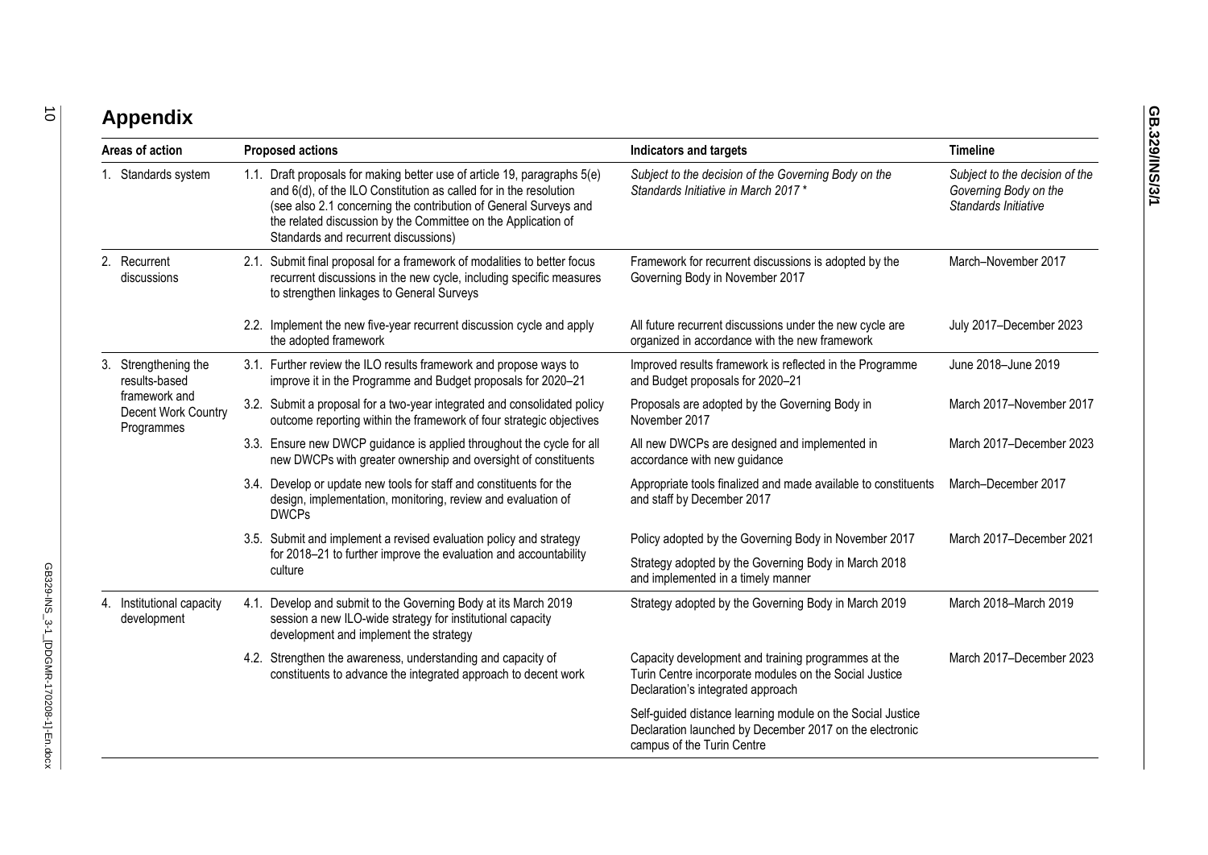# Appendix

| Areas of action | Proposed actions | Indicators and targets | Timeline |
|---|---|---|---|
| 1. Standards system | 1.1. Draft proposals for making better use of article 19, paragraphs 5(e) and 6(d), of the ILO Constitution as called for in the resolution (see also 2.1 concerning the contribution of General Surveys and the related discussion by the Committee on the Application of Standards and recurrent discussions) | *Subject to the decision of the Governing Body on the Standards Initiative in March 2017 ** | *Subject to the decision of the Governing Body on the Standards Initiative* |
| 2. Recurrent discussions | 2.1. Submit final proposal for a framework of modalities to better focus recurrent discussions in the new cycle, including specific measures to strengthen linkages to General Surveys | Framework for recurrent discussions is adopted by the Governing Body in November 2017 | March–November 2017 |
| | 2.2. Implement the new five-year recurrent discussion cycle and apply the adopted framework | All future recurrent discussions under the new cycle are organized in accordance with the new framework | July 2017–December 2023 |
| 3. Strengthening the results-based framework and Decent Work Country Programmes | 3.1. Further review the ILO results framework and propose ways to improve it in the Programme and Budget proposals for 2020–21 | Improved results framework is reflected in the Programme and Budget proposals for 2020–21 | June 2018–June 2019 |
| | 3.2. Submit a proposal for a two-year integrated and consolidated policy outcome reporting within the framework of four strategic objectives | Proposals are adopted by the Governing Body in November 2017 | March 2017–November 2017 |
| | 3.3. Ensure new DWCP guidance is applied throughout the cycle for all new DWCPs with greater ownership and oversight of constituents | All new DWCPs are designed and implemented in accordance with new guidance | March 2017–December 2023 |
| | 3.4. Develop or update new tools for staff and constituents for the design, implementation, monitoring, review and evaluation of DWCPs | Appropriate tools finalized and made available to constituents and staff by December 2017 | March–December 2017 |
| | 3.5. Submit and implement a revised evaluation policy and strategy for 2018–21 to further improve the evaluation and accountability culture | Policy adopted by the Governing Body in November 2017<br>Strategy adopted by the Governing Body in March 2018 and implemented in a timely manner | March 2017–December 2021 |
| 4. Institutional capacity development | 4.1. Develop and submit to the Governing Body at its March 2019 session a new ILO-wide strategy for institutional capacity development and implement the strategy | Strategy adopted by the Governing Body in March 2019 | March 2018–March 2019 |
| | 4.2. Strengthen the awareness, understanding and capacity of constituents to advance the integrated approach to decent work | Capacity development and training programmes at the Turin Centre incorporate modules on the Social Justice Declaration's integrated approach<br>Self-guided distance learning module on the Social Justice Declaration launched by December 2017 on the electronic campus of the Turin Centre | March 2017–December 2023 |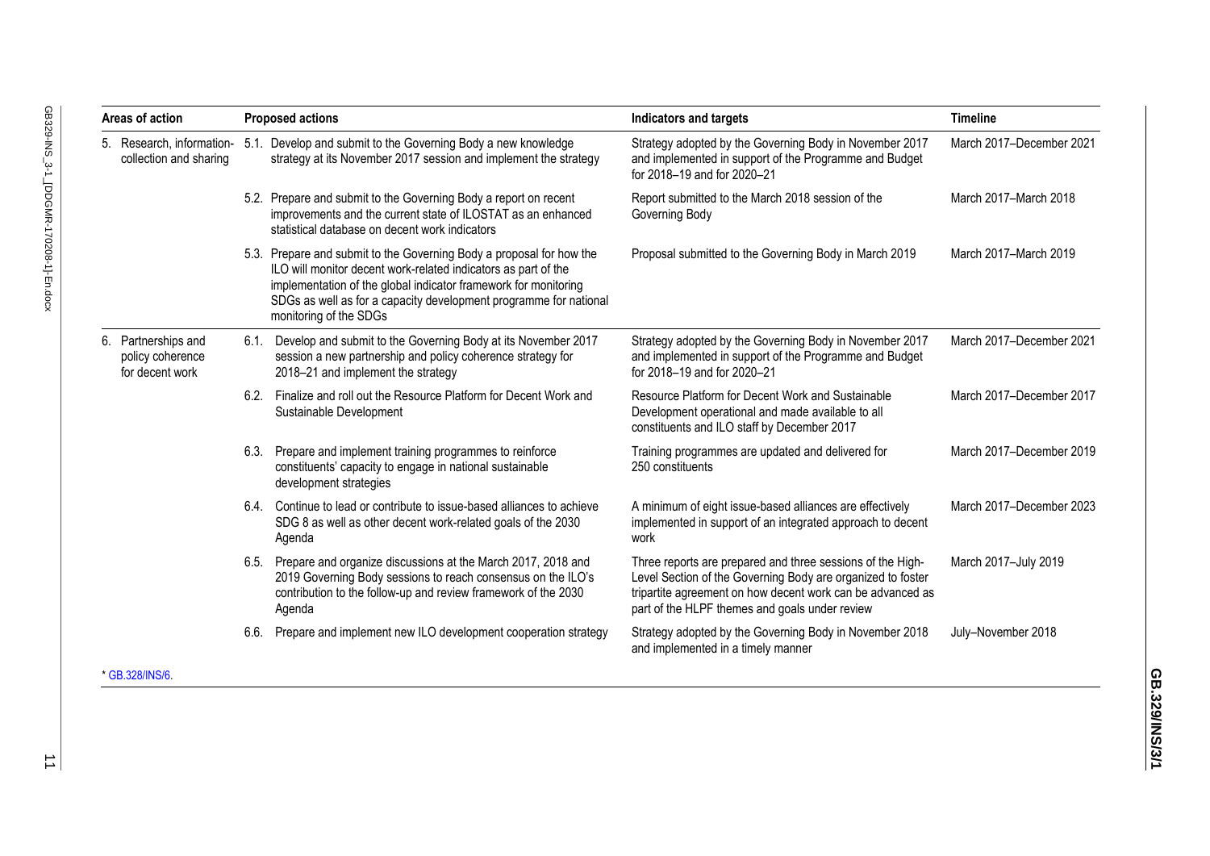| Areas of action | Proposed actions | Indicators and targets | Timeline |
|---|---|---|---|
| 5. Research, information-collection and sharing | 5.1. Develop and submit to the Governing Body a new knowledge strategy at its November 2017 session and implement the strategy | Strategy adopted by the Governing Body in November 2017 and implemented in support of the Programme and Budget for 2018–19 and for 2020–21 | March 2017–December 2021 |
| | 5.2. Prepare and submit to the Governing Body a report on recent improvements and the current state of ILOSTAT as an enhanced statistical database on decent work indicators | Report submitted to the March 2018 session of the Governing Body | March 2017–March 2018 |
| | 5.3. Prepare and submit to the Governing Body a proposal for how the ILO will monitor decent work-related indicators as part of the implementation of the global indicator framework for monitoring SDGs as well as for a capacity development programme for national monitoring of the SDGs | Proposal submitted to the Governing Body in March 2019 | March 2017–March 2019 |
| 6. Partnerships and policy coherence for decent work | 6.1. Develop and submit to the Governing Body at its November 2017 session a new partnership and policy coherence strategy for 2018–21 and implement the strategy | Strategy adopted by the Governing Body in November 2017 and implemented in support of the Programme and Budget for 2018–19 and for 2020–21 | March 2017–December 2021 |
| | 6.2. Finalize and roll out the Resource Platform for Decent Work and Sustainable Development | Resource Platform for Decent Work and Sustainable Development operational and made available to all constituents and ILO staff by December 2017 | March 2017–December 2017 |
| | 6.3. Prepare and implement training programmes to reinforce constituents' capacity to engage in national sustainable development strategies | Training programmes are updated and delivered for 250 constituents | March 2017–December 2019 |
| | 6.4. Continue to lead or contribute to issue-based alliances to achieve SDG 8 as well as other decent work-related goals of the 2030 Agenda | A minimum of eight issue-based alliances are effectively implemented in support of an integrated approach to decent work | March 2017–December 2023 |
| | 6.5. Prepare and organize discussions at the March 2017, 2018 and 2019 Governing Body sessions to reach consensus on the ILO's contribution to the follow-up and review framework of the 2030 Agenda | Three reports are prepared and three sessions of the High-Level Section of the Governing Body are organized to foster tripartite agreement on how decent work can be advanced as part of the HLPF themes and goals under review | March 2017–July 2019 |
| | 6.6. Prepare and implement new ILO development cooperation strategy | Strategy adopted by the Governing Body in November 2018 and implemented in a timely manner | July–November 2018 |

* GB.328/INS/6.